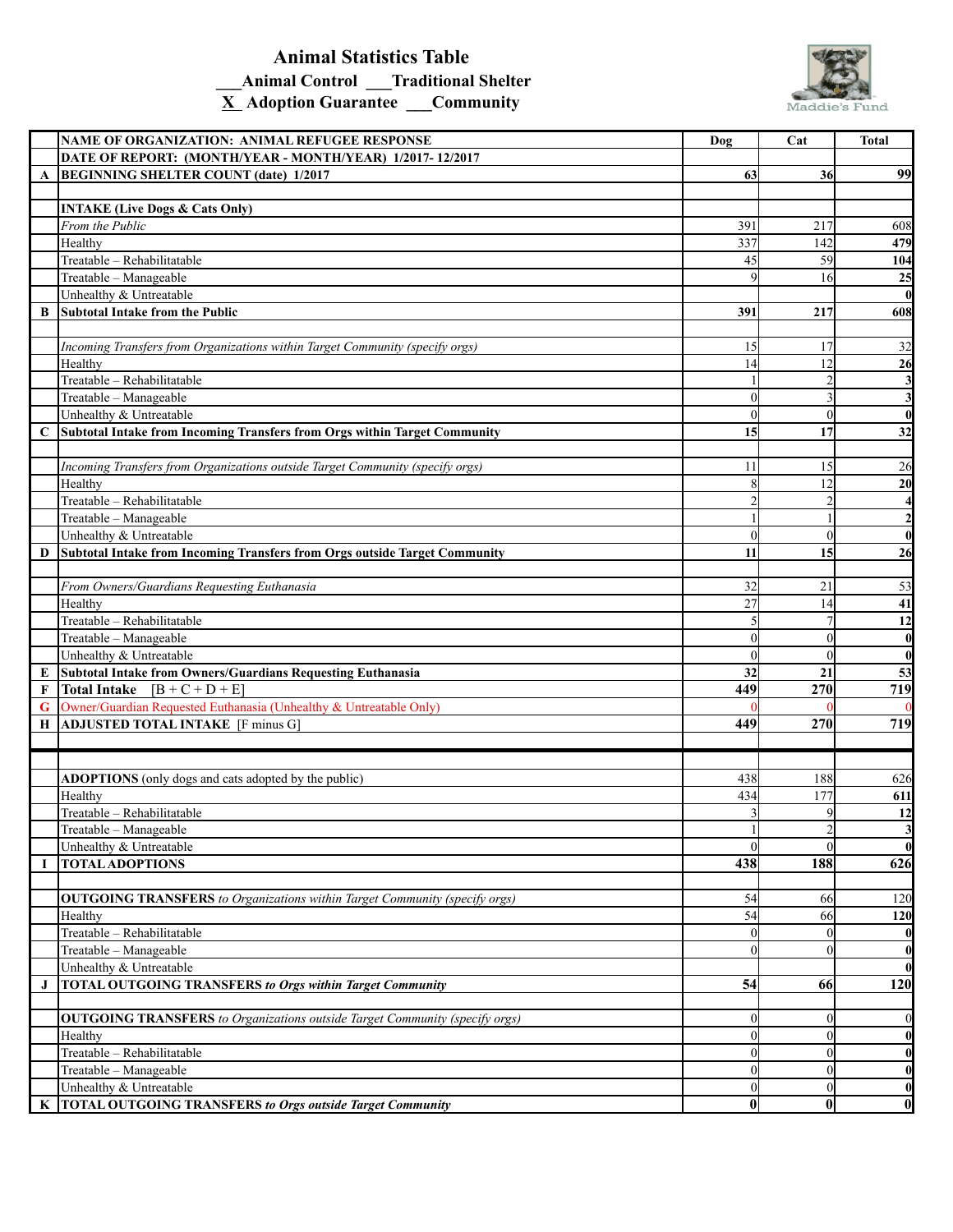# Animal Statistics Table

___Animal Control ___Traditional Shelter

X Adoption Guarantee ___Community

| | NAME OF ORGANIZATION: ANIMAL REFUGEE RESPONSE | Dog | Cat | Total |
|---|---|---|---|---|
| | DATE OF REPORT: (MONTH/YEAR - MONTH/YEAR) 1/2017- 12/2017 | | | |
| A | BEGINNING SHELTER COUNT (date) 1/2017 | 63 | 36 | 99 |
| | | | | |
| | INTAKE (Live Dogs & Cats Only) | | | |
| | *From the Public* | 391 | 217 | 608 |
| | Healthy | 337 | 142 | 479 |
| | Treatable – Rehabilitatable | 45 | 59 | 104 |
| | Treatable – Manageable | 9 | 16 | 25 |
| | Unhealthy & Untreatable | | | 0 |
| B | Subtotal Intake from the Public | 391 | 217 | 608 |
| | | | | |
| | *Incoming Transfers from Organizations within Target Community (specify orgs)* | 15 | 17 | 32 |
| | Healthy | 14 | 12 | 26 |
| | Treatable – Rehabilitatable | 1 | 2 | 3 |
| | Treatable – Manageable | 0 | 3 | 3 |
| | Unhealthy & Untreatable | 0 | 0 | 0 |
| C | Subtotal Intake from Incoming Transfers from Orgs within Target Community | 15 | 17 | 32 |
| | | | | |
| | *Incoming Transfers from Organizations outside Target Community (specify orgs)* | 11 | 15 | 26 |
| | Healthy | 8 | 12 | 20 |
| | Treatable – Rehabilitatable | 2 | 2 | 4 |
| | Treatable – Manageable | 1 | 1 | 2 |
| | Unhealthy & Untreatable | 0 | 0 | 0 |
| D | Subtotal Intake from Incoming Transfers from Orgs outside Target Community | 11 | 15 | 26 |
| | | | | |
| | *From Owners/Guardians Requesting Euthanasia* | 32 | 21 | 53 |
| | Healthy | 27 | 14 | 41 |
| | Treatable – Rehabilitatable | 5 | 7 | 12 |
| | Treatable – Manageable | 0 | 0 | 0 |
| | Unhealthy & Untreatable | 0 | 0 | 0 |
| E | Subtotal Intake from Owners/Guardians Requesting Euthanasia | 32 | 21 | 53 |
| F | Total Intake [B + C + D + E] | 449 | 270 | 719 |
| G | Owner/Guardian Requested Euthanasia (Unhealthy & Untreatable Only) | 0 | 0 | 0 |
| H | ADJUSTED TOTAL INTAKE [F minus G] | 449 | 270 | 719 |
| | | | | |
| | | | | |
| | ADOPTIONS (only dogs and cats adopted by the public) | 438 | 188 | 626 |
| | Healthy | 434 | 177 | 611 |
| | Treatable – Rehabilitatable | 3 | 9 | 12 |
| | Treatable – Manageable | 1 | 2 | 3 |
| | Unhealthy & Untreatable | 0 | 0 | 0 |
| I | TOTAL ADOPTIONS | 438 | 188 | 626 |
| | | | | |
| | OUTGOING TRANSFERS *to Organizations within Target Community (specify orgs)* | 54 | 66 | 120 |
| | Healthy | 54 | 66 | 120 |
| | Treatable – Rehabilitatable | 0 | 0 | 0 |
| | Treatable – Manageable | 0 | 0 | 0 |
| | Unhealthy & Untreatable | | | 0 |
| J | TOTAL OUTGOING TRANSFERS *to Orgs within Target Community* | 54 | 66 | 120 |
| | | | | |
| | OUTGOING TRANSFERS *to Organizations outside Target Community (specify orgs)* | 0 | 0 | 0 |
| | Healthy | 0 | 0 | 0 |
| | Treatable – Rehabilitatable | 0 | 0 | 0 |
| | Treatable – Manageable | 0 | 0 | 0 |
| | Unhealthy & Untreatable | 0 | 0 | 0 |
| K | TOTAL OUTGOING TRANSFERS *to Orgs outside Target Community* | 0 | 0 | 0 |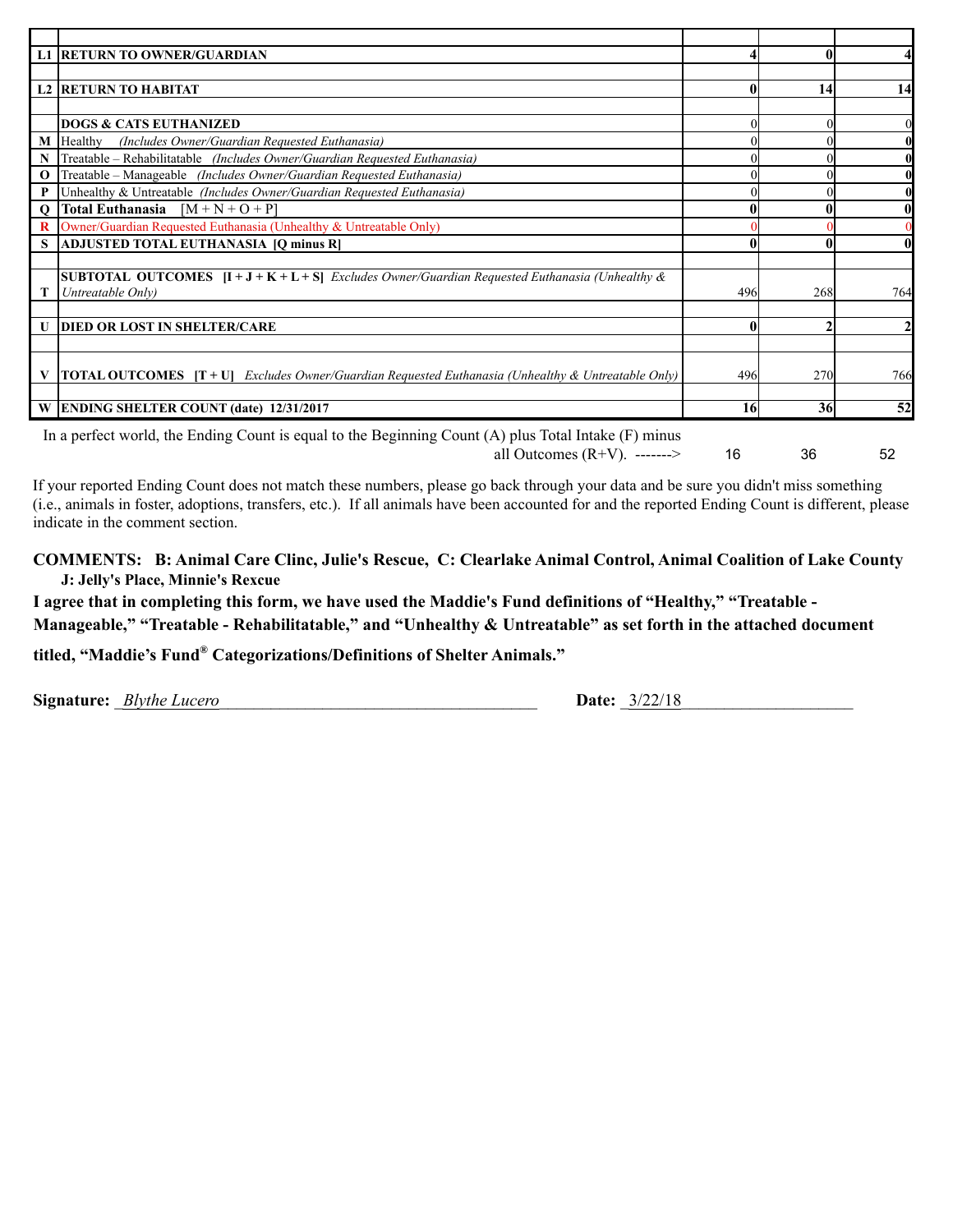| | | | | |
|---|---|---|---|---|
| L1 | **RETURN TO OWNER/GUARDIAN** | **4** | **0** | **4** |
| | | | | |
| L2 | **RETURN TO HABITAT** | **0** | **14** | **14** |
| | | | | |
| | **DOGS & CATS EUTHANIZED** | 0 | 0 | 0 |
| M | Healthy *(Includes Owner/Guardian Requested Euthanasia)* | 0 | 0 | **0** |
| N | Treatable – Rehabilitatable *(Includes Owner/Guardian Requested Euthanasia)* | 0 | 0 | **0** |
| O | Treatable – Manageable *(Includes Owner/Guardian Requested Euthanasia)* | 0 | 0 | **0** |
| P | Unhealthy & Untreatable *(Includes Owner/Guardian Requested Euthanasia)* | 0 | 0 | **0** |
| Q | **Total Euthanasia** [M + N + O + P] | **0** | **0** | **0** |
| R | Owner/Guardian Requested Euthanasia (Unhealthy & Untreatable Only) | 0 | 0 | 0 |
| S | **ADJUSTED TOTAL EUTHANASIA [Q minus R]** | **0** | **0** | **0** |
| | | | | |
| T | **SUBTOTAL OUTCOMES [I + J + K + L + S]** *Excludes Owner/Guardian Requested Euthanasia (Unhealthy & Untreatable Only)* | 496 | 268 | 764 |
| | | | | |
| U | **DIED OR LOST IN SHELTER/CARE** | **0** | **2** | **2** |
| | | | | |
| V | **TOTAL OUTCOMES [T + U]** *Excludes Owner/Guardian Requested Euthanasia (Unhealthy & Untreatable Only)* | 496 | 270 | 766 |
| | | | | |
| W | **ENDING SHELTER COUNT (date) 12/31/2017** | **16** | **36** | **52** |

In a perfect world, the Ending Count is equal to the Beginning Count (A) plus Total Intake (F) minus all Outcomes (R+V). -------> 16 36 52

If your reported Ending Count does not match these numbers, please go back through your data and be sure you didn't miss something (i.e., animals in foster, adoptions, transfers, etc.). If all animals have been accounted for and the reported Ending Count is different, please indicate in the comment section.

**COMMENTS: B: Animal Care Clinc, Julie's Rescue, C: Clearlake Animal Control, Animal Coalition of Lake County J: Jelly's Place, Minnie's Rexcue**

**I agree that in completing this form, we have used the Maddie's Fund definitions of "Healthy," "Treatable - Manageable," "Treatable - Rehabilitatable," and "Unhealthy & Untreatable" as set forth in the attached document titled, "Maddie's Fund® Categorizations/Definitions of Shelter Animals."**

**Signature:** *Blythe Lucero* **Date:** 3/22/18